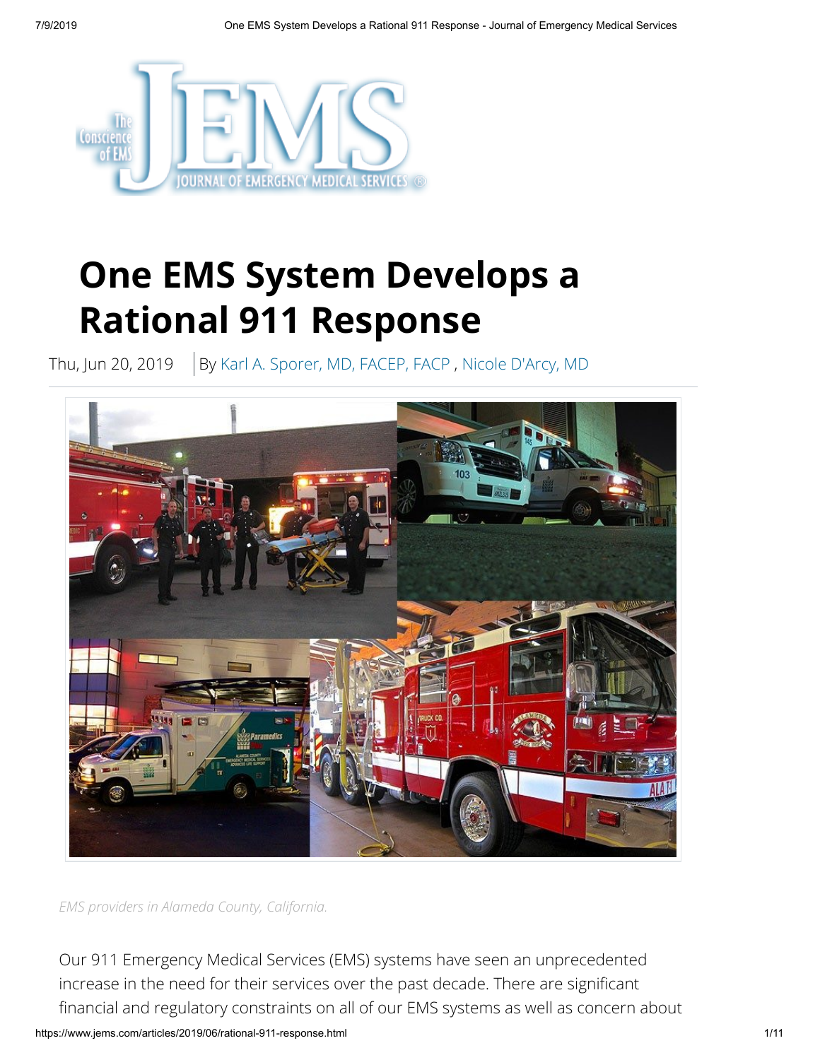# One EMS System Develops a Rational 911 Response

Thu, Jun 20, 2019 | By Karl A. Sporer, MD, FACEP, FACP , Nicole D'Arcy, MD

*EMS providers in Alameda County, California.*

Our 911 Emergency Medical Services (EMS) systems have seen an unprecedented increase in the need for their services over the past decade. There are significant financial and regulatory constraints on all of our EMS systems as well as concern about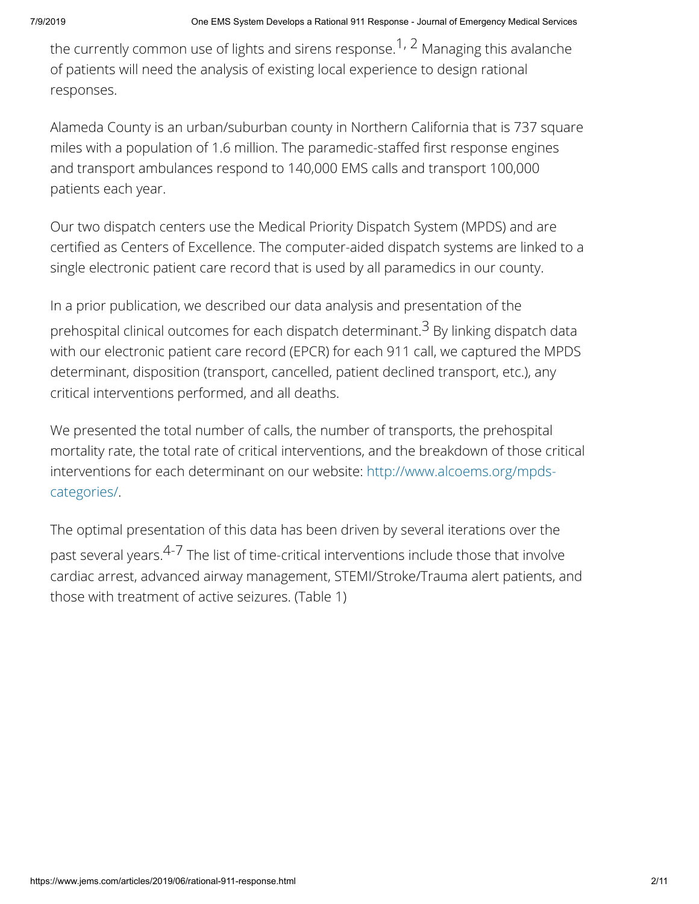the currently common use of lights and sirens response.[1, 2] Managing this avalanche of patients will need the analysis of existing local experience to design rational responses.

Alameda County is an urban/suburban county in Northern California that is 737 square miles with a population of 1.6 million. The paramedic-staffed first response engines and transport ambulances respond to 140,000 EMS calls and transport 100,000 patients each year.

Our two dispatch centers use the Medical Priority Dispatch System (MPDS) and are certified as Centers of Excellence. The computer-aided dispatch systems are linked to a single electronic patient care record that is used by all paramedics in our county.

In a prior publication, we described our data analysis and presentation of the prehospital clinical outcomes for each dispatch determinant.[3] By linking dispatch data with our electronic patient care record (EPCR) for each 911 call, we captured the MPDS determinant, disposition (transport, cancelled, patient declined transport, etc.), any critical interventions performed, and all deaths.

We presented the total number of calls, the number of transports, the prehospital mortality rate, the total rate of critical interventions, and the breakdown of those critical interventions for each determinant on our website: http://www.alcoems.org/mpds-categories/.

The optimal presentation of this data has been driven by several iterations over the past several years.[4-7] The list of time-critical interventions include those that involve cardiac arrest, advanced airway management, STEMI/Stroke/Trauma alert patients, and those with treatment of active seizures. (Table 1)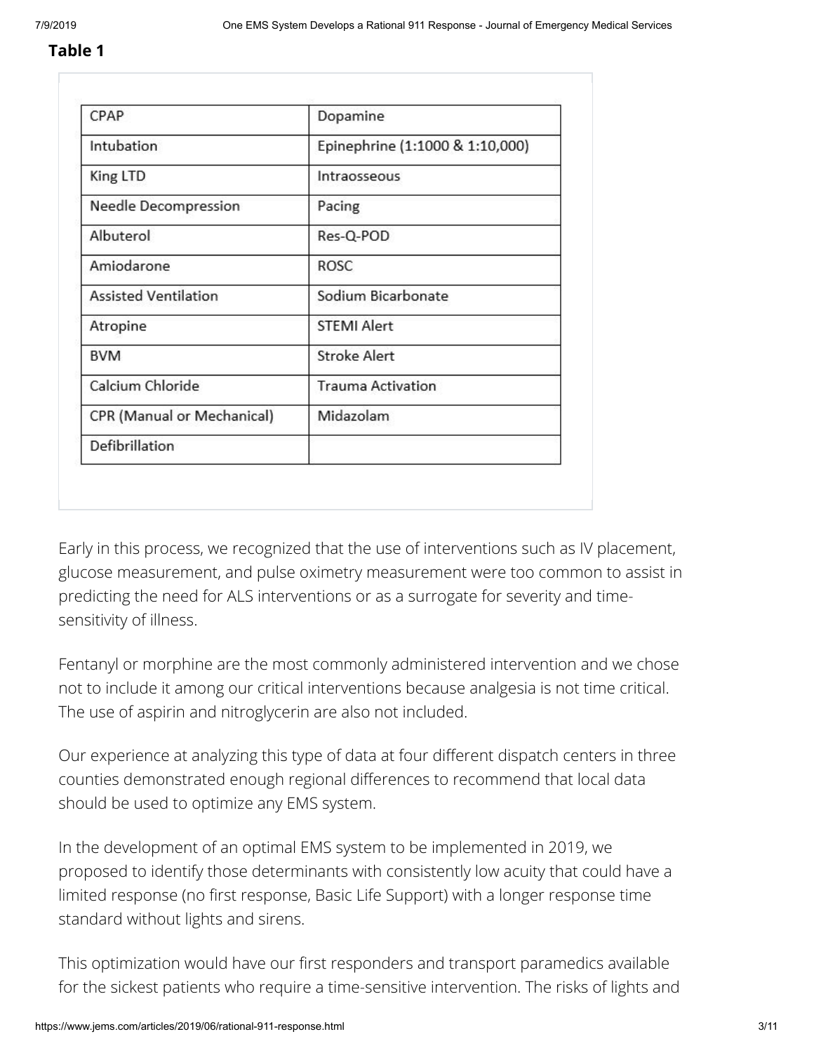**Table 1**

| | |
|---|---|
| CPAP | Dopamine |
| Intubation | Epinephrine (1:1000 & 1:10,000) |
| King LTD | Intraosseous |
| Needle Decompression | Pacing |
| Albuterol | Res-Q-POD |
| Amiodarone | ROSC |
| Assisted Ventilation | Sodium Bicarbonate |
| Atropine | STEMI Alert |
| BVM | Stroke Alert |
| Calcium Chloride | Trauma Activation |
| CPR (Manual or Mechanical) | Midazolam |
| Defibrillation | |

Early in this process, we recognized that the use of interventions such as IV placement, glucose measurement, and pulse oximetry measurement were too common to assist in predicting the need for ALS interventions or as a surrogate for severity and time-sensitivity of illness.

Fentanyl or morphine are the most commonly administered intervention and we chose not to include it among our critical interventions because analgesia is not time critical. The use of aspirin and nitroglycerin are also not included.

Our experience at analyzing this type of data at four different dispatch centers in three counties demonstrated enough regional differences to recommend that local data should be used to optimize any EMS system.

In the development of an optimal EMS system to be implemented in 2019, we proposed to identify those determinants with consistently low acuity that could have a limited response (no first response, Basic Life Support) with a longer response time standard without lights and sirens.

This optimization would have our first responders and transport paramedics available for the sickest patients who require a time-sensitive intervention. The risks of lights and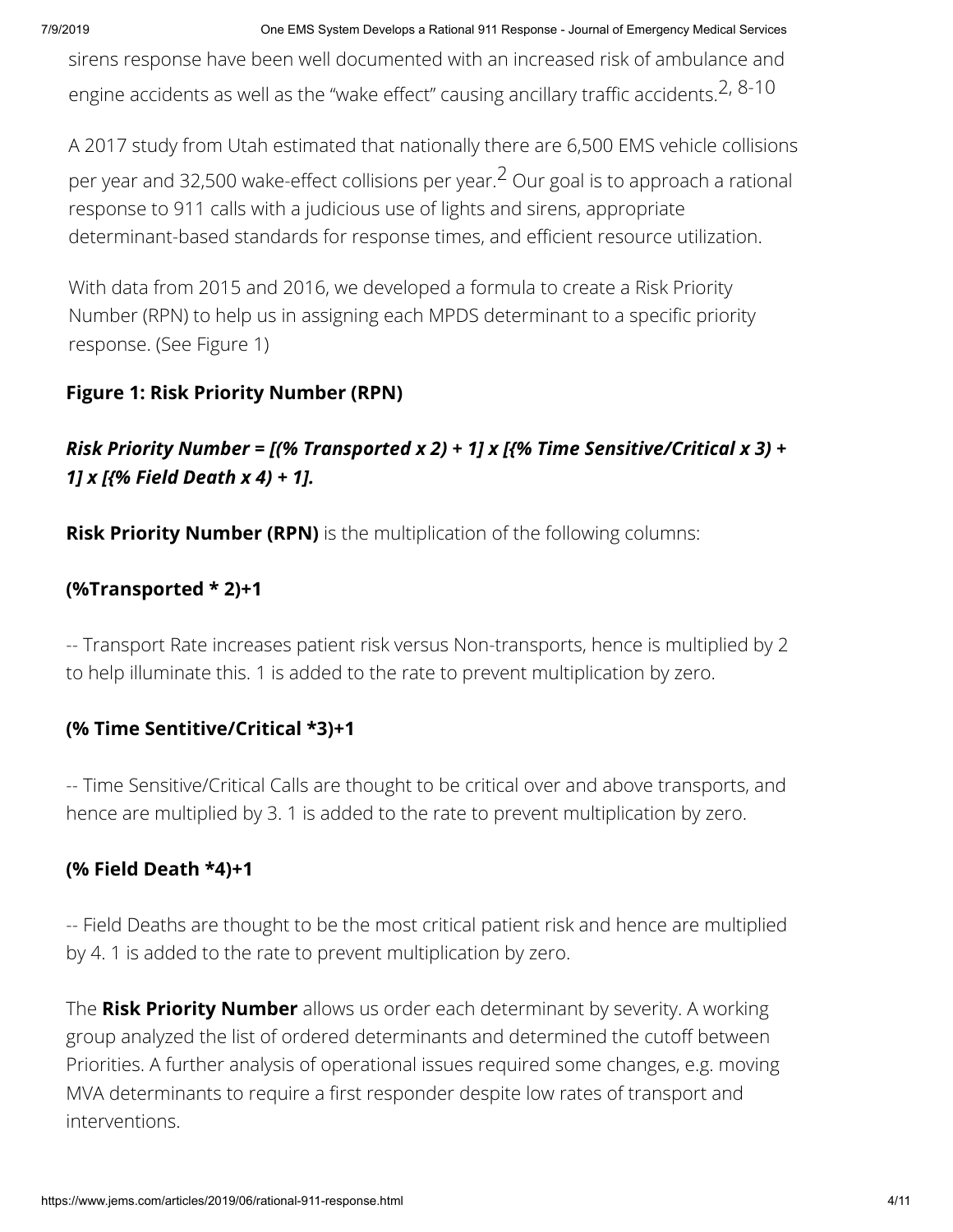sirens response have been well documented with an increased risk of ambulance and engine accidents as well as the "wake effect" causing ancillary traffic accidents.[2, 8-10]

A 2017 study from Utah estimated that nationally there are 6,500 EMS vehicle collisions per year and 32,500 wake-effect collisions per year.[2] Our goal is to approach a rational response to 911 calls with a judicious use of lights and sirens, appropriate determinant-based standards for response times, and efficient resource utilization.

With data from 2015 and 2016, we developed a formula to create a Risk Priority Number (RPN) to help us in assigning each MPDS determinant to a specific priority response. (See Figure 1)

**Figure 1: Risk Priority Number (RPN)**

***Risk Priority Number = [(% Transported x 2) + 1] x [{% Time Sensitive/Critical x 3) + 1] x [{% Field Death x 4) + 1].***

**Risk Priority Number (RPN)** is the multiplication of the following columns:

**(%Transported * 2)+1**

-- Transport Rate increases patient risk versus Non-transports, hence is multiplied by 2 to help illuminate this. 1 is added to the rate to prevent multiplication by zero.

**(% Time Sentitive/Critical *3)+1**

-- Time Sensitive/Critical Calls are thought to be critical over and above transports, and hence are multiplied by 3. 1 is added to the rate to prevent multiplication by zero.

**(% Field Death *4)+1**

-- Field Deaths are thought to be the most critical patient risk and hence are multiplied by 4. 1 is added to the rate to prevent multiplication by zero.

The **Risk Priority Number** allows us order each determinant by severity. A working group analyzed the list of ordered determinants and determined the cutoff between Priorities. A further analysis of operational issues required some changes, e.g. moving MVA determinants to require a first responder despite low rates of transport and interventions.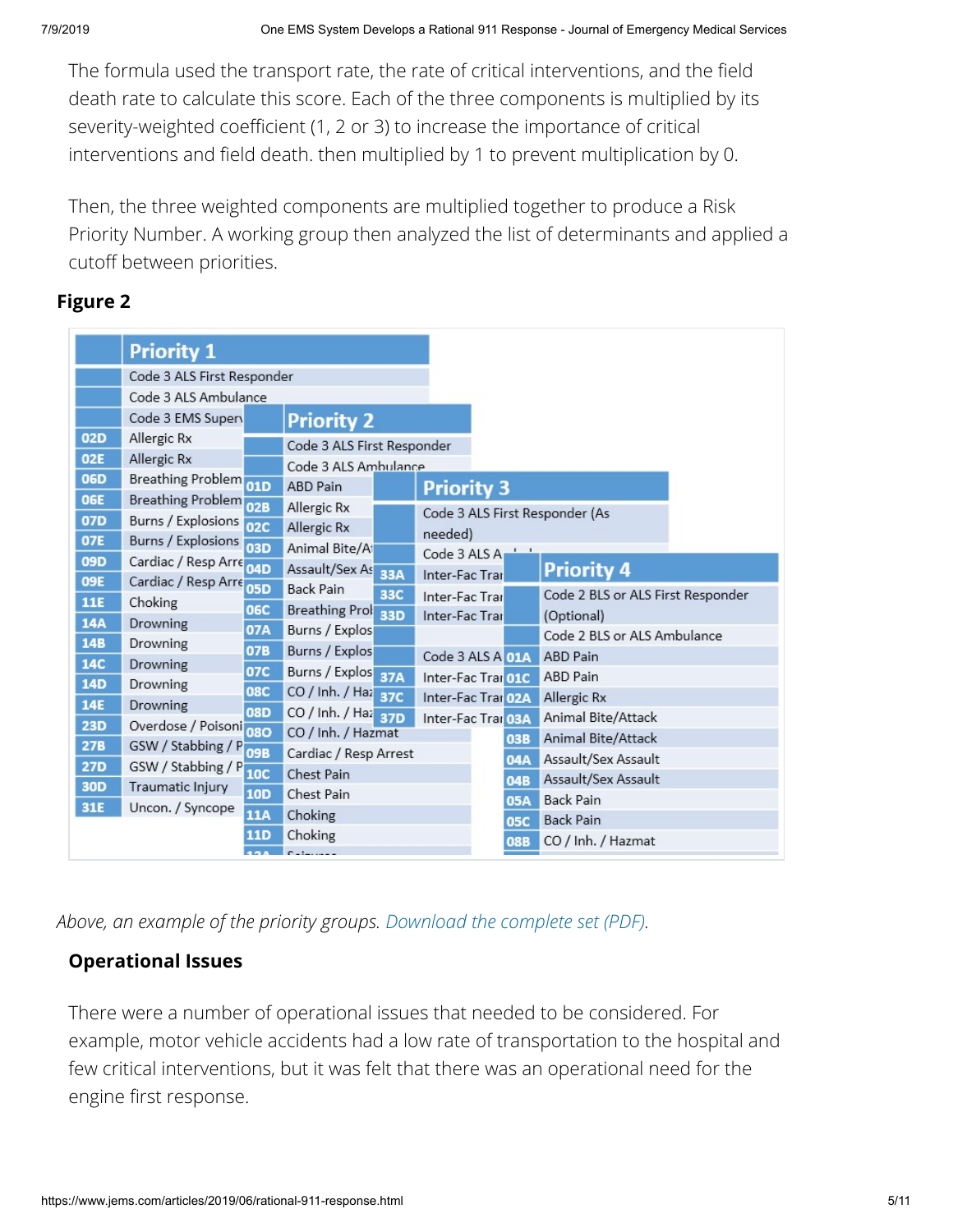The formula used the transport rate, the rate of critical interventions, and the field death rate to calculate this score. Each of the three components is multiplied by its severity-weighted coefficient (1, 2 or 3) to increase the importance of critical interventions and field death. then multiplied by 1 to prevent multiplication by 0.

Then, the three weighted components are multiplied together to produce a Risk Priority Number. A working group then analyzed the list of determinants and applied a cutoff between priorities.

**Figure 2**

| | Priority 1 |
|---|---|
| | Code 3 ALS First Responder |
| | Code 3 ALS Ambulance |
| | Code 3 EMS Superv |
| 02D | Allergic Rx |
| 02E | Allergic Rx |
| 06D | Breathing Problem |
| 06E | Breathing Problem |
| 07D | Burns / Explosions |
| 07E | Burns / Explosions |
| 09D | Cardiac / Resp Arre |
| 09E | Cardiac / Resp Arre |
| 11E | Choking |
| 14A | Drowning |
| 14B | Drowning |
| 14C | Drowning |
| 14D | Drowning |
| 14E | Drowning |
| 23D | Overdose / Poisoni |
| 27B | GSW / Stabbing / P |
| 27D | GSW / Stabbing / P |
| 30D | Traumatic Injury |
| 31E | Uncon. / Syncope |

| | Priority 2 |
|---|---|
| | Code 3 ALS First Responder |
| | Code 3 ALS Ambulance |
| 01D | ABD Pain |
| 02B | Allergic Rx |
| 02C | Allergic Rx |
| 03D | Animal Bite/A |
| 04D | Assault/Sex As |
| 05D | Back Pain |
| 06C | Breathing Prol |
| 07A | Burns / Explos |
| 07B | Burns / Explos |
| 07C | Burns / Explos |
| 08C | CO / Inh. / Haz |
| 08D | CO / Inh. / Haz |
| 08O | CO / Inh. / Hazmat |
| 09B | Cardiac / Resp Arrest |
| 10C | Chest Pain |
| 10D | Chest Pain |
| 11A | Choking |
| 11D | Choking |

| | Priority 3 |
|---|---|
| | Code 3 ALS First Responder (As needed) |
| | Code 3 ALS A |
| 33A | Inter-Fac Tra |
| 33C | Inter-Fac Tra |
| 33D | Inter-Fac Tra |
| | Code 3 ALS A |
| 37A | Inter-Fac Tra |
| 37C | Inter-Fac Tra |
| 37D | Inter-Fac Tra |

| | Priority 4 |
|---|---|
| | Code 2 BLS or ALS First Responder (Optional) |
| | Code 2 BLS or ALS Ambulance |
| 01A | ABD Pain |
| 01C | ABD Pain |
| 02A | Allergic Rx |
| 03A | Animal Bite/Attack |
| 03B | Animal Bite/Attack |
| 04A | Assault/Sex Assault |
| 04B | Assault/Sex Assault |
| 05A | Back Pain |
| 05C | Back Pain |
| 08B | CO / Inh. / Hazmat |

*Above, an example of the priority groups. Download the complete set (PDF).*

## Operational Issues

There were a number of operational issues that needed to be considered. For example, motor vehicle accidents had a low rate of transportation to the hospital and few critical interventions, but it was felt that there was an operational need for the engine first response.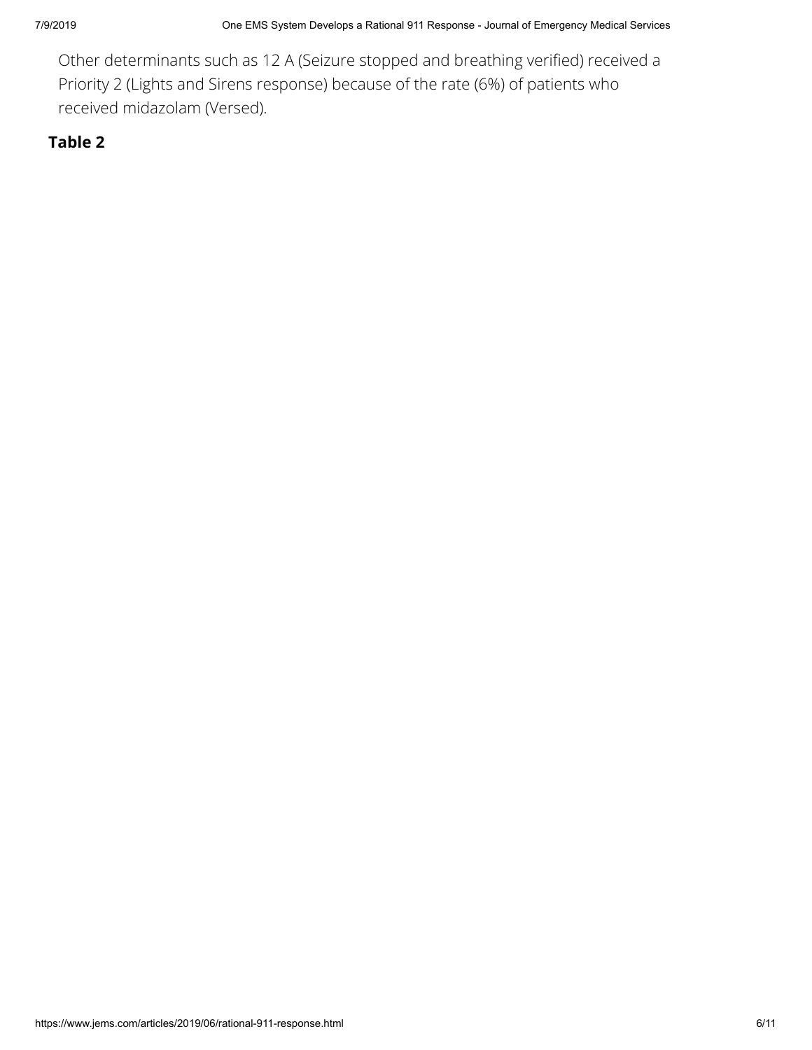Other determinants such as 12 A (Seizure stopped and breathing verified) received a Priority 2 (Lights and Sirens response) because of the rate (6%) of patients who received midazolam (Versed).

**Table 2**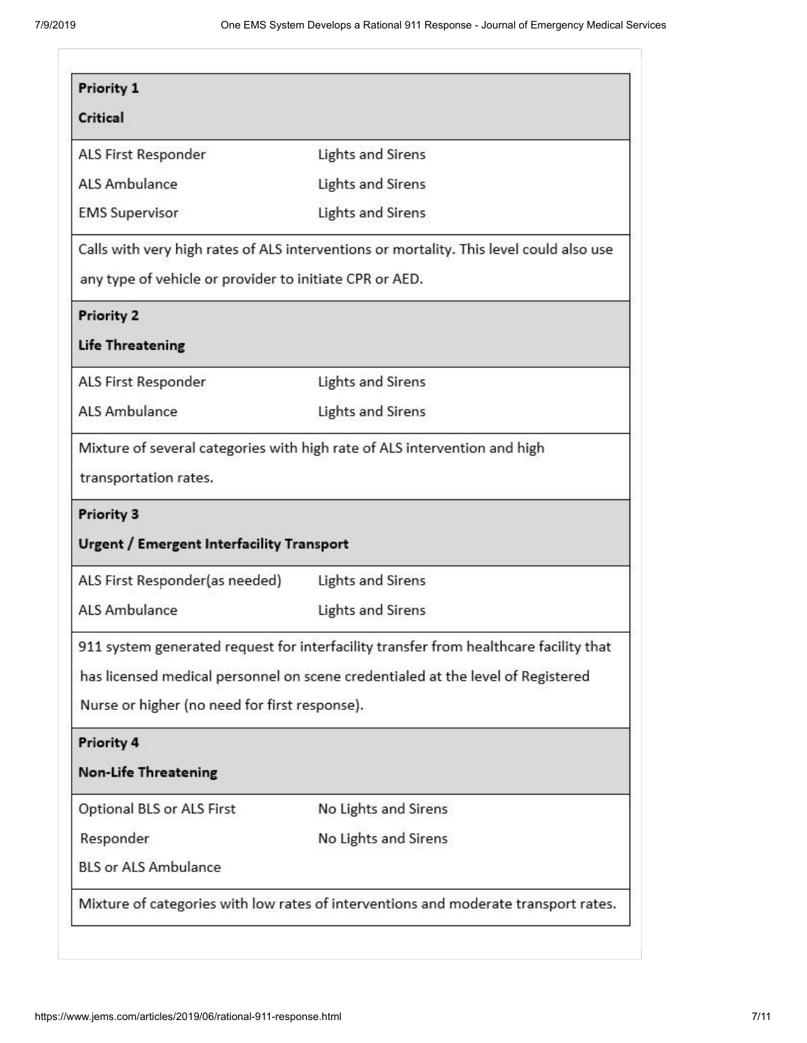| | |
|---|---|
| **Priority 1** | |
| **Critical** | |
| ALS First Responder | Lights and Sirens |
| ALS Ambulance | Lights and Sirens |
| EMS Supervisor | Lights and Sirens |
| Calls with very high rates of ALS interventions or mortality. This level could also use any type of vehicle or provider to initiate CPR or AED. | |
| **Priority 2** | |
| **Life Threatening** | |
| ALS First Responder | Lights and Sirens |
| ALS Ambulance | Lights and Sirens |
| Mixture of several categories with high rate of ALS intervention and high transportation rates. | |
| **Priority 3** | |
| **Urgent / Emergent Interfacility Transport** | |
| ALS First Responder(as needed) | Lights and Sirens |
| ALS Ambulance | Lights and Sirens |
| 911 system generated request for interfacility transfer from healthcare facility that has licensed medical personnel on scene credentialed at the level of Registered Nurse or higher (no need for first response). | |
| **Priority 4** | |
| **Non-Life Threatening** | |
| Optional BLS or ALS First Responder | No Lights and Sirens |
| BLS or ALS Ambulance | No Lights and Sirens |
| Mixture of categories with low rates of interventions and moderate transport rates. | |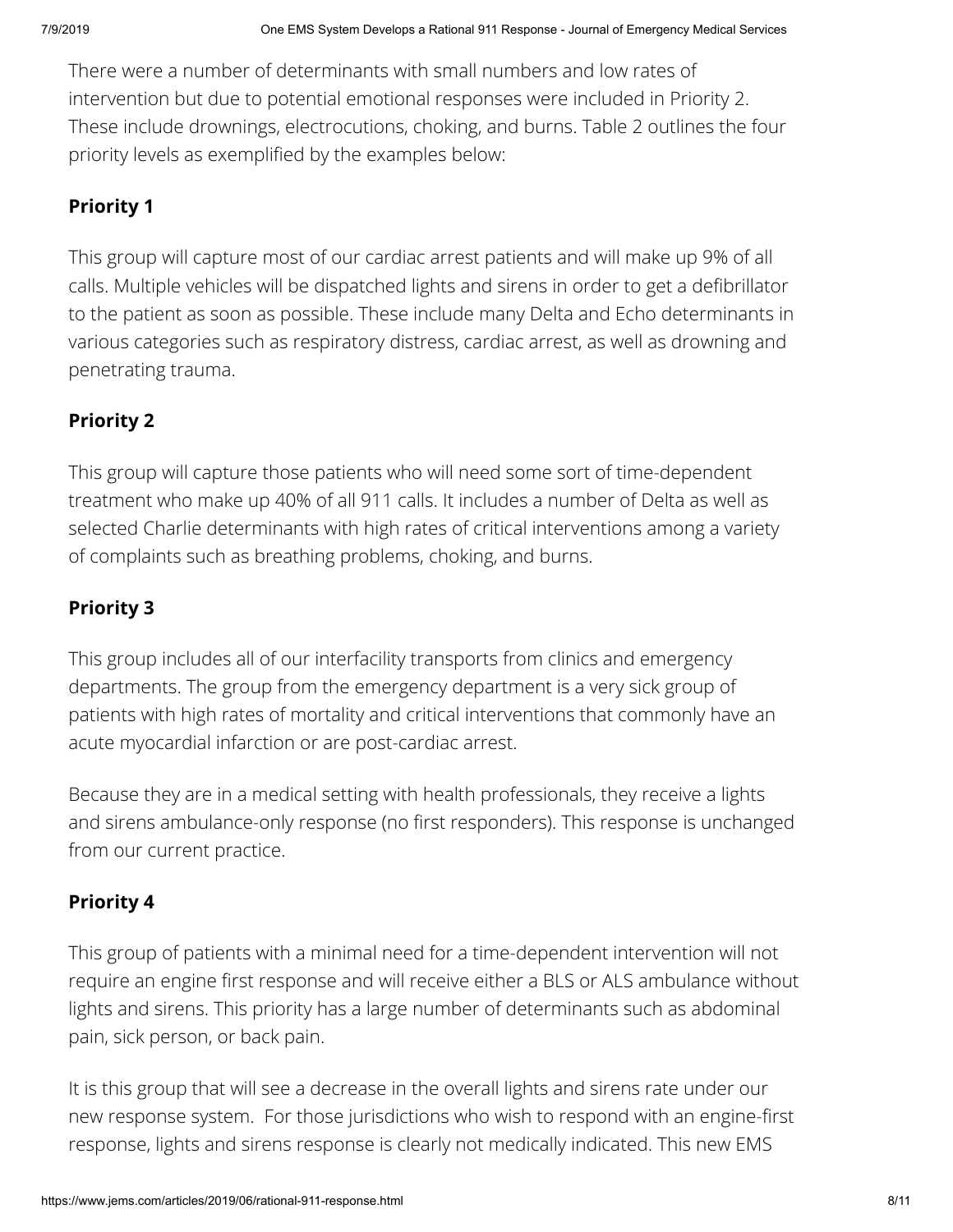There were a number of determinants with small numbers and low rates of intervention but due to potential emotional responses were included in Priority 2. These include drownings, electrocutions, choking, and burns. Table 2 outlines the four priority levels as exemplified by the examples below:

**Priority 1**

This group will capture most of our cardiac arrest patients and will make up 9% of all calls. Multiple vehicles will be dispatched lights and sirens in order to get a defibrillator to the patient as soon as possible. These include many Delta and Echo determinants in various categories such as respiratory distress, cardiac arrest, as well as drowning and penetrating trauma.

**Priority 2**

This group will capture those patients who will need some sort of time-dependent treatment who make up 40% of all 911 calls. It includes a number of Delta as well as selected Charlie determinants with high rates of critical interventions among a variety of complaints such as breathing problems, choking, and burns.

**Priority 3**

This group includes all of our interfacility transports from clinics and emergency departments. The group from the emergency department is a very sick group of patients with high rates of mortality and critical interventions that commonly have an acute myocardial infarction or are post-cardiac arrest.

Because they are in a medical setting with health professionals, they receive a lights and sirens ambulance-only response (no first responders). This response is unchanged from our current practice.

**Priority 4**

This group of patients with a minimal need for a time-dependent intervention will not require an engine first response and will receive either a BLS or ALS ambulance without lights and sirens. This priority has a large number of determinants such as abdominal pain, sick person, or back pain.

It is this group that will see a decrease in the overall lights and sirens rate under our new response system. For those jurisdictions who wish to respond with an engine-first response, lights and sirens response is clearly not medically indicated. This new EMS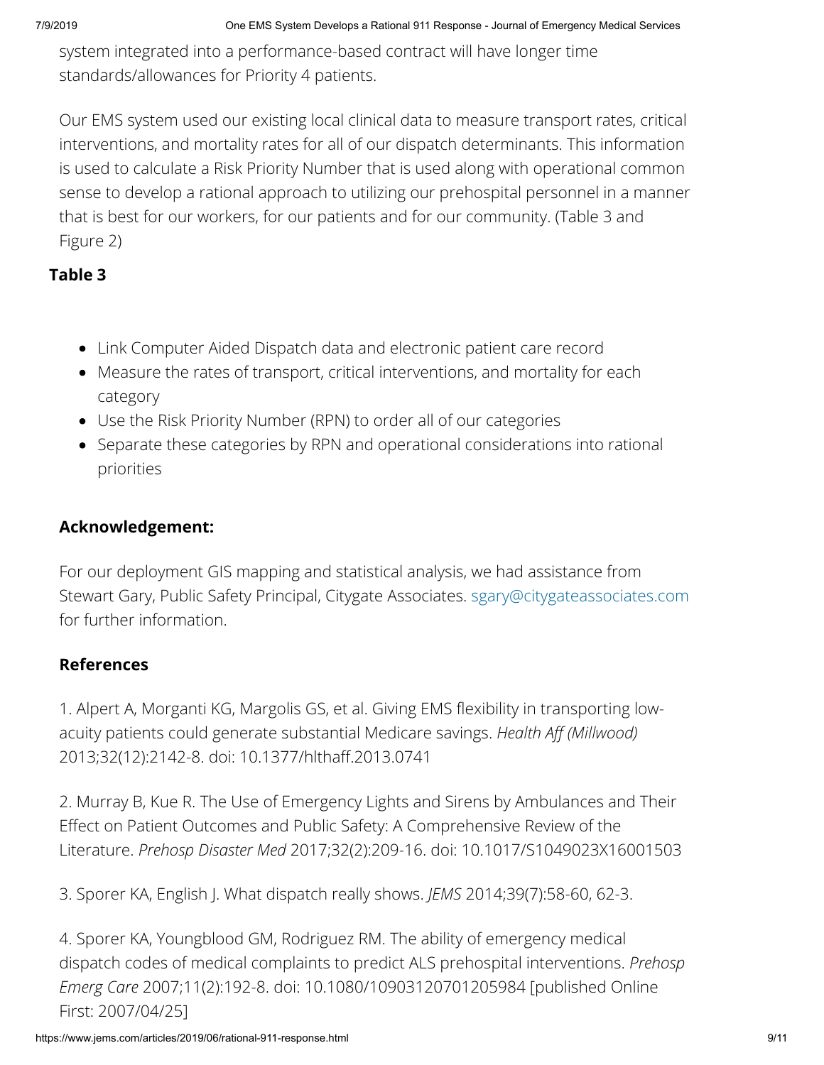system integrated into a performance-based contract will have longer time standards/allowances for Priority 4 patients.

Our EMS system used our existing local clinical data to measure transport rates, critical interventions, and mortality rates for all of our dispatch determinants. This information is used to calculate a Risk Priority Number that is used along with operational common sense to develop a rational approach to utilizing our prehospital personnel in a manner that is best for our workers, for our patients and for our community. (Table 3 and Figure 2)

**Table 3**

- Link Computer Aided Dispatch data and electronic patient care record
- Measure the rates of transport, critical interventions, and mortality for each category
- Use the Risk Priority Number (RPN) to order all of our categories
- Separate these categories by RPN and operational considerations into rational priorities

**Acknowledgement:**

For our deployment GIS mapping and statistical analysis, we had assistance from Stewart Gary, Public Safety Principal, Citygate Associates. sgary@citygateassociates.com for further information.

**References**

1. Alpert A, Morganti KG, Margolis GS, et al. Giving EMS flexibility in transporting low-acuity patients could generate substantial Medicare savings. *Health Aff (Millwood)* 2013;32(12):2142-8. doi: 10.1377/hlthaff.2013.0741

2. Murray B, Kue R. The Use of Emergency Lights and Sirens by Ambulances and Their Effect on Patient Outcomes and Public Safety: A Comprehensive Review of the Literature. *Prehosp Disaster Med* 2017;32(2):209-16. doi: 10.1017/S1049023X16001503

3. Sporer KA, English J. What dispatch really shows. *JEMS* 2014;39(7):58-60, 62-3.

4. Sporer KA, Youngblood GM, Rodriguez RM. The ability of emergency medical dispatch codes of medical complaints to predict ALS prehospital interventions. *Prehosp Emerg Care* 2007;11(2):192-8. doi: 10.1080/10903120701205984 [published Online First: 2007/04/25]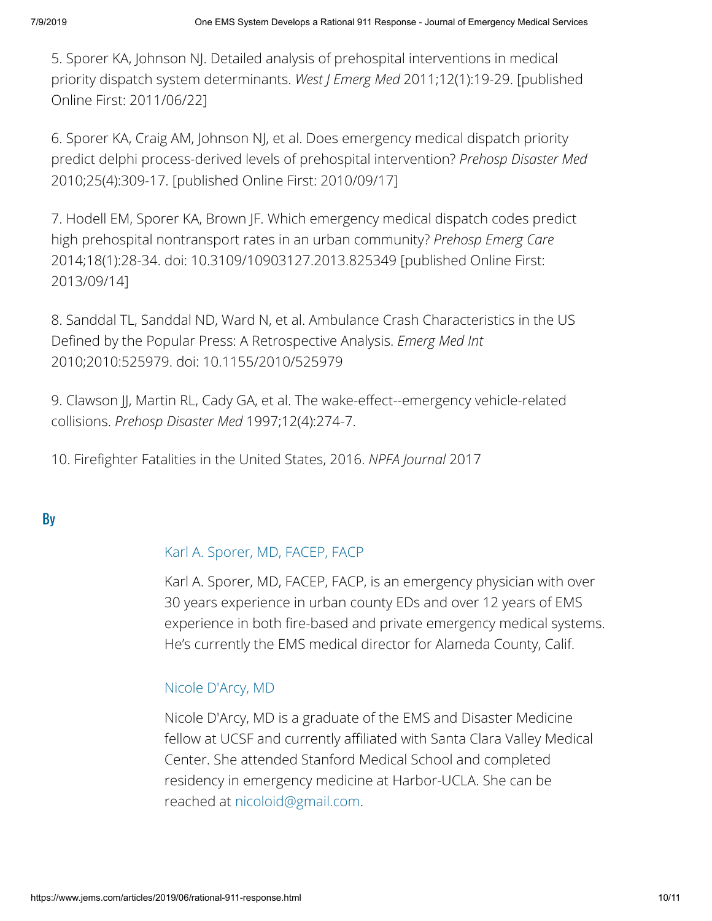5. Sporer KA, Johnson NJ. Detailed analysis of prehospital interventions in medical priority dispatch system determinants. *West J Emerg Med* 2011;12(1):19-29. [published Online First: 2011/06/22]

6. Sporer KA, Craig AM, Johnson NJ, et al. Does emergency medical dispatch priority predict delphi process-derived levels of prehospital intervention? *Prehosp Disaster Med* 2010;25(4):309-17. [published Online First: 2010/09/17]

7. Hodell EM, Sporer KA, Brown JF. Which emergency medical dispatch codes predict high prehospital nontransport rates in an urban community? *Prehosp Emerg Care* 2014;18(1):28-34. doi: 10.3109/10903127.2013.825349 [published Online First: 2013/09/14]

8. Sanddal TL, Sanddal ND, Ward N, et al. Ambulance Crash Characteristics in the US Defined by the Popular Press: A Retrospective Analysis. *Emerg Med Int* 2010;2010:525979. doi: 10.1155/2010/525979

9. Clawson JJ, Martin RL, Cady GA, et al. The wake-effect--emergency vehicle-related collisions. *Prehosp Disaster Med* 1997;12(4):274-7.

10. Firefighter Fatalities in the United States, 2016. *NPFA Journal* 2017

## By

### Karl A. Sporer, MD, FACEP, FACP

Karl A. Sporer, MD, FACEP, FACP, is an emergency physician with over 30 years experience in urban county EDs and over 12 years of EMS experience in both fire-based and private emergency medical systems. He's currently the EMS medical director for Alameda County, Calif.

### Nicole D'Arcy, MD

Nicole D'Arcy, MD is a graduate of the EMS and Disaster Medicine fellow at UCSF and currently affiliated with Santa Clara Valley Medical Center. She attended Stanford Medical School and completed residency in emergency medicine at Harbor-UCLA. She can be reached at nicoloid@gmail.com.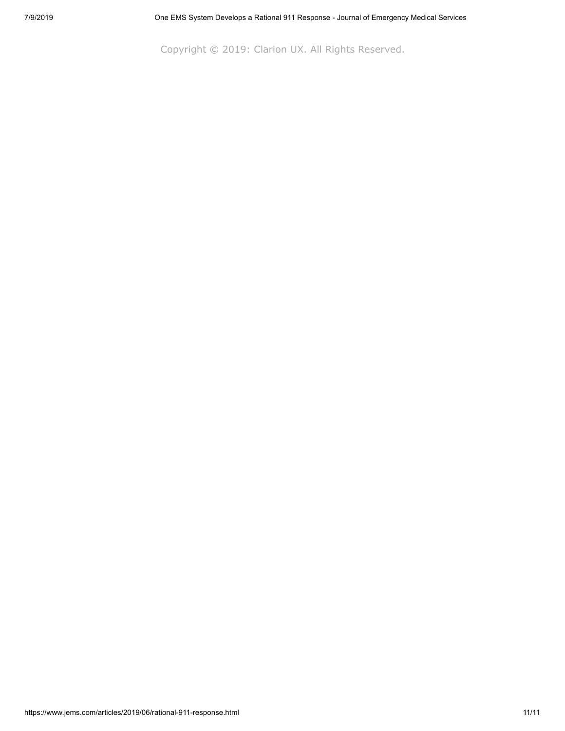Copyright © 2019: Clarion UX. All Rights Reserved.